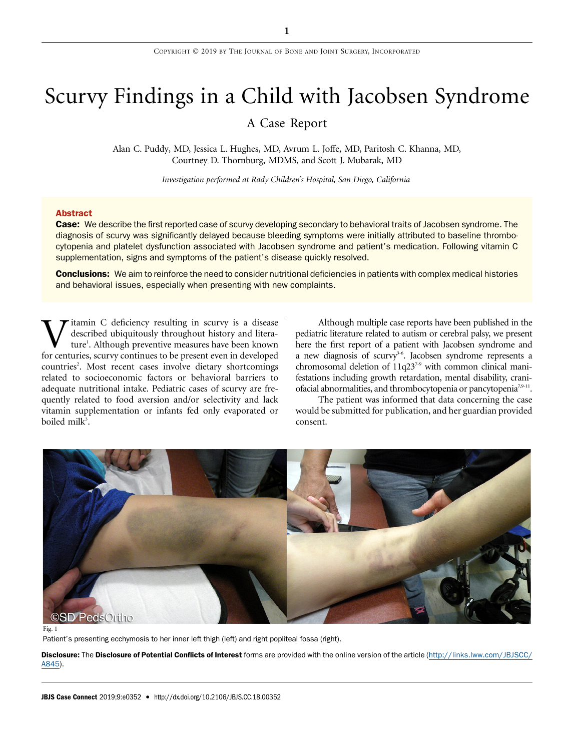# Scurvy Findings in a Child with Jacobsen Syndrome

## A Case Report

Alan C. Puddy, MD, Jessica L. Hughes, MD, Avrum L. Joffe, MD, Paritosh C. Khanna, MD, Courtney D. Thornburg, MDMS, and Scott J. Mubarak, MD

*Investigation performed at Rady Children's Hospital, San Diego, California*

**Abstract**

**Case:** We describe the first reported case of scurvy developing secondary to behavioral traits of Jacobsen syndrome. The diagnosis of scurvy was significantly delayed because bleeding symptoms were initially attributed to baseline thrombocytopenia and platelet dysfunction associated with Jacobsen syndrome and patient's medication. Following vitamin C supplementation, signs and symptoms of the patient's disease quickly resolved.

**Conclusions:** We aim to reinforce the need to consider nutritional deficiencies in patients with complex medical histories and behavioral issues, especially when presenting with new complaints.

Vitamin C deficiency resulting in scurvy is a disease described ubiquitously throughout history and literature[1]. Although preventive measures have been known for centuries, scurvy continues to be present even in developed countries[2]. Most recent cases involve dietary shortcomings related to socioeconomic factors or behavioral barriers to adequate nutritional intake. Pediatric cases of scurvy are frequently related to food aversion and/or selectivity and lack vitamin supplementation or infants fed only evaporated or boiled milk[3].

Although multiple case reports have been published in the pediatric literature related to autism or cerebral palsy, we present here the first report of a patient with Jacobsen syndrome and a new diagnosis of scurvy[3-6]. Jacobsen syndrome represents a chromosomal deletion of 11q23[7-9] with common clinical manifestations including growth retardation, mental disability, craniofacial abnormalities, and thrombocytopenia or pancytopenia[7,9-11].

The patient was informed that data concerning the case would be submitted for publication, and her guardian provided consent.

Fig. 1

Patient's presenting ecchymosis to her inner left thigh (left) and right popliteal fossa (right).

**Disclosure:** The **Disclosure of Potential Conflicts of Interest** forms are provided with the online version of the article (http://links.lww.com/JBJSCC/A845).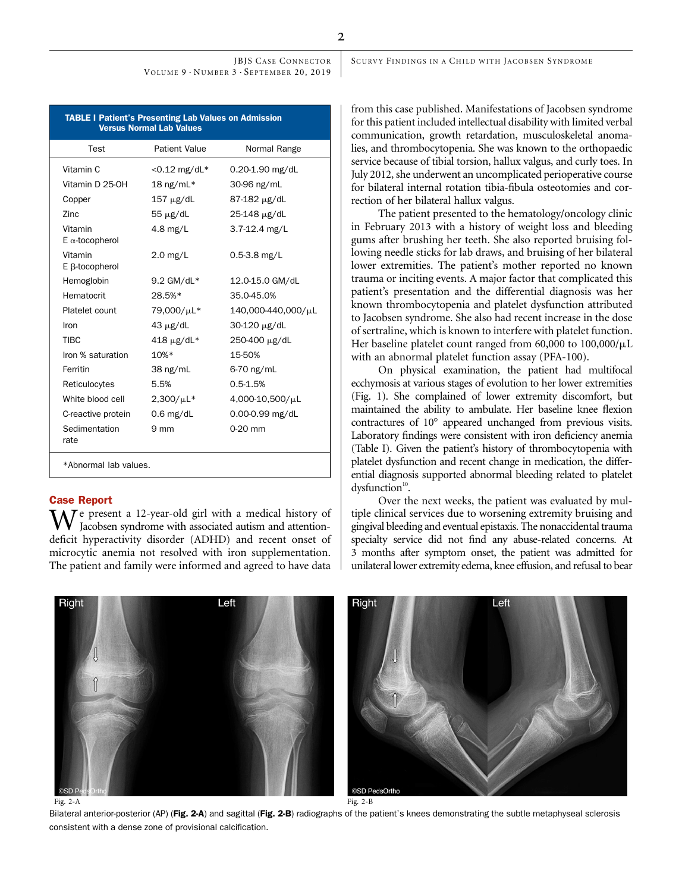**TABLE I Patient's Presenting Lab Values on Admission Versus Normal Lab Values**

| Test | Patient Value | Normal Range |
|---|---|---|
| Vitamin C | <0.12 mg/dL* | 0.20-1.90 mg/dL |
| Vitamin D 25-OH | 18 ng/mL* | 30-96 ng/mL |
| Copper | 157 μg/dL | 87-182 μg/dL |
| Zinc | 55 μg/dL | 25-148 μg/dL |
| Vitamin E α-tocopherol | 4.8 mg/L | 3.7-12.4 mg/L |
| Vitamin E β-tocopherol | 2.0 mg/L | 0.5-3.8 mg/L |
| Hemoglobin | 9.2 GM/dL* | 12.0-15.0 GM/dL |
| Hematocrit | 28.5%* | 35.0-45.0% |
| Platelet count | 79,000/μL* | 140,000-440,000/μL |
| Iron | 43 μg/dL | 30-120 μg/dL |
| TIBC | 418 μg/dL* | 250-400 μg/dL |
| Iron % saturation | 10%* | 15-50% |
| Ferritin | 38 ng/mL | 6-70 ng/mL |
| Reticulocytes | 5.5% | 0.5-1.5% |
| White blood cell | 2,300/μL* | 4,000-10,500/μL |
| C-reactive protein | 0.6 mg/dL | 0.00-0.99 mg/dL |
| Sedimentation rate | 9 mm | 0-20 mm |

*Abnormal lab values.

## Case Report

We present a 12-year-old girl with a medical history of Jacobsen syndrome with associated autism and attention-deficit hyperactivity disorder (ADHD) and recent onset of microcytic anemia not resolved with iron supplementation. The patient and family were informed and agreed to have data from this case published. Manifestations of Jacobsen syndrome for this patient included intellectual disability with limited verbal communication, growth retardation, musculoskeletal anomalies, and thrombocytopenia. She was known to the orthopaedic service because of tibial torsion, hallux valgus, and curly toes. In July 2012, she underwent an uncomplicated perioperative course for bilateral internal rotation tibia-fibula osteotomies and correction of her bilateral hallux valgus.

The patient presented to the hematology/oncology clinic in February 2013 with a history of weight loss and bleeding gums after brushing her teeth. She also reported bruising following needle sticks for lab draws, and bruising of her bilateral lower extremities. The patient's mother reported no known trauma or inciting events. A major factor that complicated this patient's presentation and the differential diagnosis was her known thrombocytopenia and platelet dysfunction attributed to Jacobsen syndrome. She also had recent increase in the dose of sertraline, which is known to interfere with platelet function. Her baseline platelet count ranged from 60,000 to 100,000/μL with an abnormal platelet function assay (PFA-100).

On physical examination, the patient had multifocal ecchymosis at various stages of evolution to her lower extremities (Fig. 1). She complained of lower extremity discomfort, but maintained the ability to ambulate. Her baseline knee flexion contractures of 10° appeared unchanged from previous visits. Laboratory findings were consistent with iron deficiency anemia (Table I). Given the patient's history of thrombocytopenia with platelet dysfunction and recent change in medication, the differential diagnosis supported abnormal bleeding related to platelet dysfunction[10].

Over the next weeks, the patient was evaluated by multiple clinical services due to worsening extremity bruising and gingival bleeding and eventual epistaxis. The nonaccidental trauma specialty service did not find any abuse-related concerns. At 3 months after symptom onset, the patient was admitted for unilateral lower extremity edema, knee effusion, and refusal to bear

Fig. 2-A

Fig. 2-B

Bilateral anterior-posterior (AP) (**Fig. 2-A**) and sagittal (**Fig. 2-B**) radiographs of the patient's knees demonstrating the subtle metaphyseal sclerosis consistent with a dense zone of provisional calcification.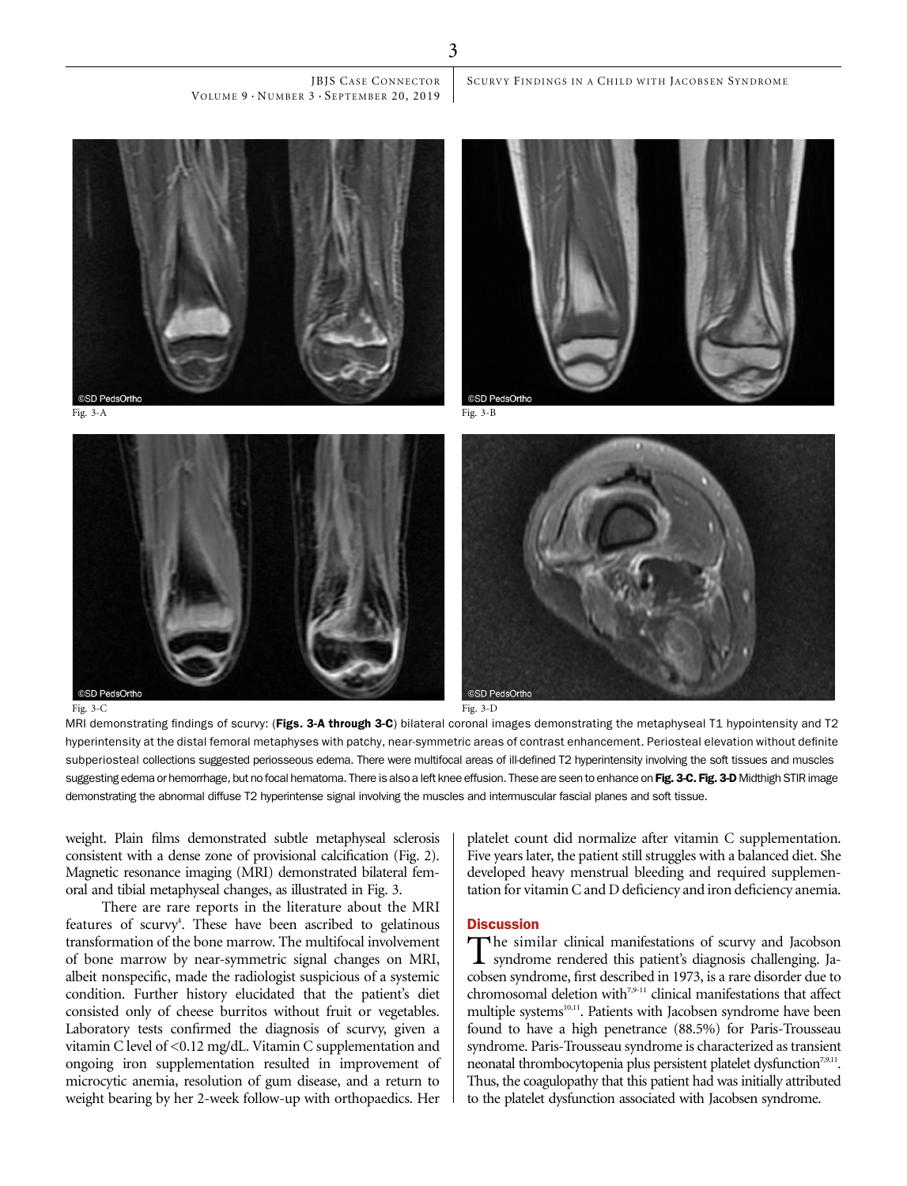Fig. 3-A

Fig. 3-B

Fig. 3-C

Fig. 3-D

MRI demonstrating findings of scurvy: (**Figs. 3-A through 3-C**) bilateral coronal images demonstrating the metaphyseal T1 hypointensity and T2 hyperintensity at the distal femoral metaphyses with patchy, near-symmetric areas of contrast enhancement. Periosteal elevation without definite subperiosteal collections suggested periosseous edema. There were multifocal areas of ill-defined T2 hyperintensity involving the soft tissues and muscles suggesting edema or hemorrhage, but no focal hematoma. There is also a left knee effusion. These are seen to enhance on **Fig. 3-C. Fig. 3-D** Midthigh STIR image demonstrating the abnormal diffuse T2 hyperintense signal involving the muscles and intermuscular fascial planes and soft tissue.

weight. Plain films demonstrated subtle metaphyseal sclerosis consistent with a dense zone of provisional calcification (Fig. 2). Magnetic resonance imaging (MRI) demonstrated bilateral femoral and tibial metaphyseal changes, as illustrated in Fig. 3.

There are rare reports in the literature about the MRI features of scurvy[4]. These have been ascribed to gelatinous transformation of the bone marrow. The multifocal involvement of bone marrow by near-symmetric signal changes on MRI, albeit nonspecific, made the radiologist suspicious of a systemic condition. Further history elucidated that the patient's diet consisted only of cheese burritos without fruit or vegetables. Laboratory tests confirmed the diagnosis of scurvy, given a vitamin C level of <0.12 mg/dL. Vitamin C supplementation and ongoing iron supplementation resulted in improvement of microcytic anemia, resolution of gum disease, and a return to weight bearing by her 2-week follow-up with orthopaedics. Her platelet count did normalize after vitamin C supplementation. Five years later, the patient still struggles with a balanced diet. She developed heavy menstrual bleeding and required supplementation for vitamin C and D deficiency and iron deficiency anemia.

## Discussion

The similar clinical manifestations of scurvy and Jacobson syndrome rendered this patient's diagnosis challenging. Jacobsen syndrome, first described in 1973, is a rare disorder due to chromosomal deletion with[7,9-11] clinical manifestations that affect multiple systems[10,11]. Patients with Jacobsen syndrome have been found to have a high penetrance (88.5%) for Paris-Trousseau syndrome. Paris-Trousseau syndrome is characterized as transient neonatal thrombocytopenia plus persistent platelet dysfunction[7,9,11]. Thus, the coagulopathy that this patient had was initially attributed to the platelet dysfunction associated with Jacobsen syndrome.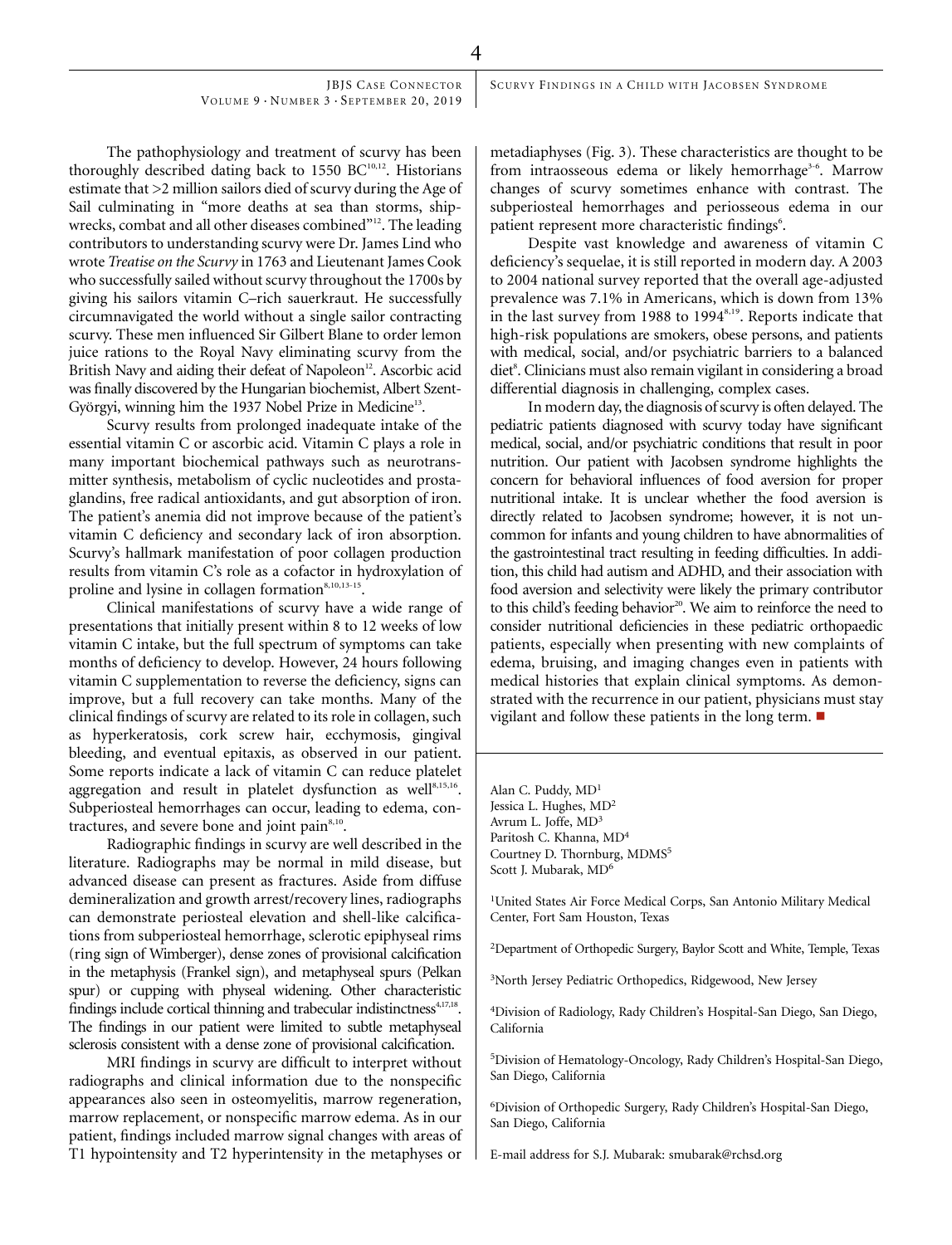The pathophysiology and treatment of scurvy has been thoroughly described dating back to 1550 BC[10,12]. Historians estimate that >2 million sailors died of scurvy during the Age of Sail culminating in "more deaths at sea than storms, shipwrecks, combat and all other diseases combined"[12]. The leading contributors to understanding scurvy were Dr. James Lind who wrote *Treatise on the Scurvy* in 1763 and Lieutenant James Cook who successfully sailed without scurvy throughout the 1700s by giving his sailors vitamin C–rich sauerkraut. He successfully circumnavigated the world without a single sailor contracting scurvy. These men influenced Sir Gilbert Blane to order lemon juice rations to the Royal Navy eliminating scurvy from the British Navy and aiding their defeat of Napoleon[12]. Ascorbic acid was finally discovered by the Hungarian biochemist, Albert Szent-Györgyi, winning him the 1937 Nobel Prize in Medicine[13].

Scurvy results from prolonged inadequate intake of the essential vitamin C or ascorbic acid. Vitamin C plays a role in many important biochemical pathways such as neurotransmitter synthesis, metabolism of cyclic nucleotides and prostaglandins, free radical antioxidants, and gut absorption of iron. The patient's anemia did not improve because of the patient's vitamin C deficiency and secondary lack of iron absorption. Scurvy's hallmark manifestation of poor collagen production results from vitamin C's role as a cofactor in hydroxylation of proline and lysine in collagen formation[8,10,13-15].

Clinical manifestations of scurvy have a wide range of presentations that initially present within 8 to 12 weeks of low vitamin C intake, but the full spectrum of symptoms can take months of deficiency to develop. However, 24 hours following vitamin C supplementation to reverse the deficiency, signs can improve, but a full recovery can take months. Many of the clinical findings of scurvy are related to its role in collagen, such as hyperkeratosis, cork screw hair, ecchymosis, gingival bleeding, and eventual epitaxis, as observed in our patient. Some reports indicate a lack of vitamin C can reduce platelet aggregation and result in platelet dysfunction as well[8,15,16]. Subperiosteal hemorrhages can occur, leading to edema, contractures, and severe bone and joint pain[8,10].

Radiographic findings in scurvy are well described in the literature. Radiographs may be normal in mild disease, but advanced disease can present as fractures. Aside from diffuse demineralization and growth arrest/recovery lines, radiographs can demonstrate periosteal elevation and shell-like calcifications from subperiosteal hemorrhage, sclerotic epiphyseal rims (ring sign of Wimberger), dense zones of provisional calcification in the metaphysis (Frankel sign), and metaphyseal spurs (Pelkan spur) or cupping with physeal widening. Other characteristic findings include cortical thinning and trabecular indistinctness[4,17,18]. The findings in our patient were limited to subtle metaphyseal sclerosis consistent with a dense zone of provisional calcification.

MRI findings in scurvy are difficult to interpret without radiographs and clinical information due to the nonspecific appearances also seen in osteomyelitis, marrow regeneration, marrow replacement, or nonspecific marrow edema. As in our patient, findings included marrow signal changes with areas of T1 hypointensity and T2 hyperintensity in the metaphyses or metadiaphyses (Fig. 3). These characteristics are thought to be from intraosseous edema or likely hemorrhage[3-6]. Marrow changes of scurvy sometimes enhance with contrast. The subperiosteal hemorrhages and periosseous edema in our patient represent more characteristic findings[6].

Despite vast knowledge and awareness of vitamin C deficiency's sequelae, it is still reported in modern day. A 2003 to 2004 national survey reported that the overall age-adjusted prevalence was 7.1% in Americans, which is down from 13% in the last survey from 1988 to 1994[8,19]. Reports indicate that high-risk populations are smokers, obese persons, and patients with medical, social, and/or psychiatric barriers to a balanced diet[8]. Clinicians must also remain vigilant in considering a broad differential diagnosis in challenging, complex cases.

In modern day, the diagnosis of scurvy is often delayed. The pediatric patients diagnosed with scurvy today have significant medical, social, and/or psychiatric conditions that result in poor nutrition. Our patient with Jacobsen syndrome highlights the concern for behavioral influences of food aversion for proper nutritional intake. It is unclear whether the food aversion is directly related to Jacobsen syndrome; however, it is not uncommon for infants and young children to have abnormalities of the gastrointestinal tract resulting in feeding difficulties. In addition, this child had autism and ADHD, and their association with food aversion and selectivity were likely the primary contributor to this child's feeding behavior[20]. We aim to reinforce the need to consider nutritional deficiencies in these pediatric orthopaedic patients, especially when presenting with new complaints of edema, bruising, and imaging changes even in patients with medical histories that explain clinical symptoms. As demonstrated with the recurrence in our patient, physicians must stay vigilant and follow these patients in the long term. ■

---

Alan C. Puddy, MD[1]
Jessica L. Hughes, MD[2]
Avrum L. Joffe, MD[3]
Paritosh C. Khanna, MD[4]
Courtney D. Thornburg, MDMS[5]
Scott J. Mubarak, MD[6]

[1]United States Air Force Medical Corps, San Antonio Military Medical Center, Fort Sam Houston, Texas

[2]Department of Orthopedic Surgery, Baylor Scott and White, Temple, Texas

[3]North Jersey Pediatric Orthopedics, Ridgewood, New Jersey

[4]Division of Radiology, Rady Children's Hospital-San Diego, San Diego, California

[5]Division of Hematology-Oncology, Rady Children's Hospital-San Diego, San Diego, California

[6]Division of Orthopedic Surgery, Rady Children's Hospital-San Diego, San Diego, California

E-mail address for S.J. Mubarak: smubarak@rchsd.org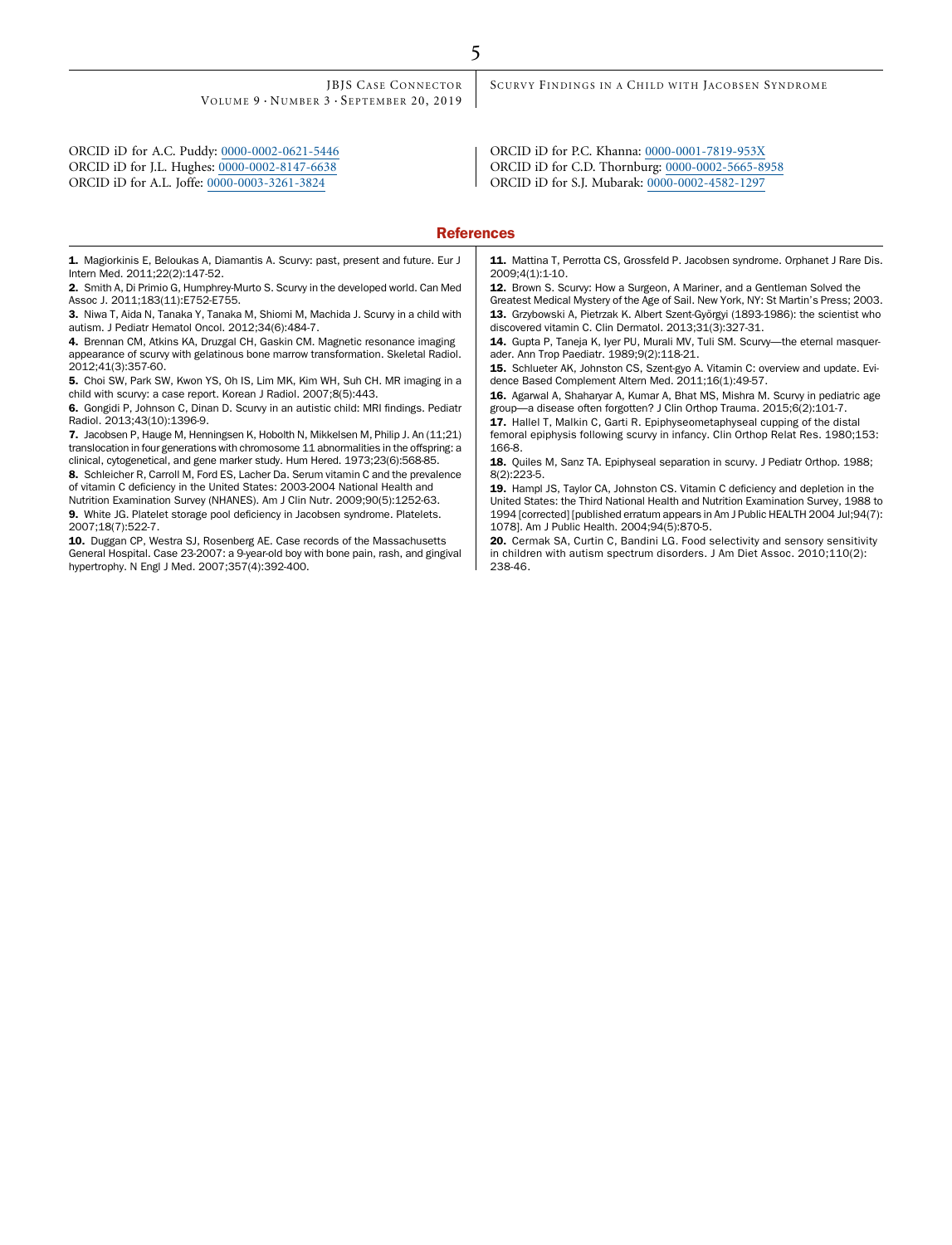ORCID iD for A.C. Puddy: 0000-0002-0621-5446
ORCID iD for J.L. Hughes: 0000-0002-8147-6638
ORCID iD for A.L. Joffe: 0000-0003-3261-3824
ORCID iD for P.C. Khanna: 0000-0001-7819-953X
ORCID iD for C.D. Thornburg: 0000-0002-5665-8958
ORCID iD for S.J. Mubarak: 0000-0002-4582-1297

## References

**1.** Magiorkinis E, Beloukas A, Diamantis A. Scurvy: past, present and future. Eur J Intern Med. 2011;22(2):147-52.

**2.** Smith A, Di Primio G, Humphrey-Murto S. Scurvy in the developed world. Can Med Assoc J. 2011;183(11):E752-E755.

**3.** Niwa T, Aida N, Tanaka Y, Tanaka M, Shiomi M, Machida J. Scurvy in a child with autism. J Pediatr Hematol Oncol. 2012;34(6):484-7.

**4.** Brennan CM, Atkins KA, Druzgal CH, Gaskin CM. Magnetic resonance imaging appearance of scurvy with gelatinous bone marrow transformation. Skeletal Radiol. 2012;41(3):357-60.

**5.** Choi SW, Park SW, Kwon YS, Oh IS, Lim MK, Kim WH, Suh CH. MR imaging in a child with scurvy: a case report. Korean J Radiol. 2007;8(5):443.

**6.** Gongidi P, Johnson C, Dinan D. Scurvy in an autistic child: MRI findings. Pediatr Radiol. 2013;43(10):1396-9.

**7.** Jacobsen P, Hauge M, Henningsen K, Hobolth N, Mikkelsen M, Philip J. An (11;21) translocation in four generations with chromosome 11 abnormalities in the offspring: a clinical, cytogenetical, and gene marker study. Hum Hered. 1973;23(6):568-85.

**8.** Schleicher R, Carroll M, Ford ES, Lacher Da. Serum vitamin C and the prevalence of vitamin C deficiency in the United States: 2003-2004 National Health and Nutrition Examination Survey (NHANES). Am J Clin Nutr. 2009;90(5):1252-63.

**9.** White JG. Platelet storage pool deficiency in Jacobsen syndrome. Platelets. 2007;18(7):522-7.

**10.** Duggan CP, Westra SJ, Rosenberg AE. Case records of the Massachusetts General Hospital. Case 23-2007: a 9-year-old boy with bone pain, rash, and gingival hypertrophy. N Engl J Med. 2007;357(4):392-400.

**11.** Mattina T, Perrotta CS, Grossfeld P. Jacobsen syndrome. Orphanet J Rare Dis. 2009;4(1):1-10.

**12.** Brown S. Scurvy: How a Surgeon, A Mariner, and a Gentleman Solved the Greatest Medical Mystery of the Age of Sail. New York, NY: St Martin's Press; 2003.

**13.** Grzybowski A, Pietrzak K. Albert Szent-Györgyi (1893-1986): the scientist who discovered vitamin C. Clin Dermatol. 2013;31(3):327-31.

**14.** Gupta P, Taneja K, Iyer PU, Murali MV, Tuli SM. Scurvy—the eternal masquerader. Ann Trop Paediatr. 1989;9(2):118-21.

**15.** Schlueter AK, Johnston CS, Szent-gyo A. Vitamin C: overview and update. Evidence Based Complement Altern Med. 2011;16(1):49-57.

**16.** Agarwal A, Shaharyar A, Kumar A, Bhat MS, Mishra M. Scurvy in pediatric age group—a disease often forgotten? J Clin Orthop Trauma. 2015;6(2):101-7.

**17.** Hallel T, Malkin C, Garti R. Epiphyseometaphyseal cupping of the distal femoral epiphysis following scurvy in infancy. Clin Orthop Relat Res. 1980;153: 166-8.

**18.** Quiles M, Sanz TA. Epiphyseal separation in scurvy. J Pediatr Orthop. 1988; 8(2):223-5.

**19.** Hampl JS, Taylor CA, Johnston CS. Vitamin C deficiency and depletion in the United States: the Third National Health and Nutrition Examination Survey, 1988 to 1994 [corrected] [published erratum appears in Am J Public HEALTH 2004 Jul;94(7): 1078]. Am J Public Health. 2004;94(5):870-5.

**20.** Cermak SA, Curtin C, Bandini LG. Food selectivity and sensory sensitivity in children with autism spectrum disorders. J Am Diet Assoc. 2010;110(2): 238-46.